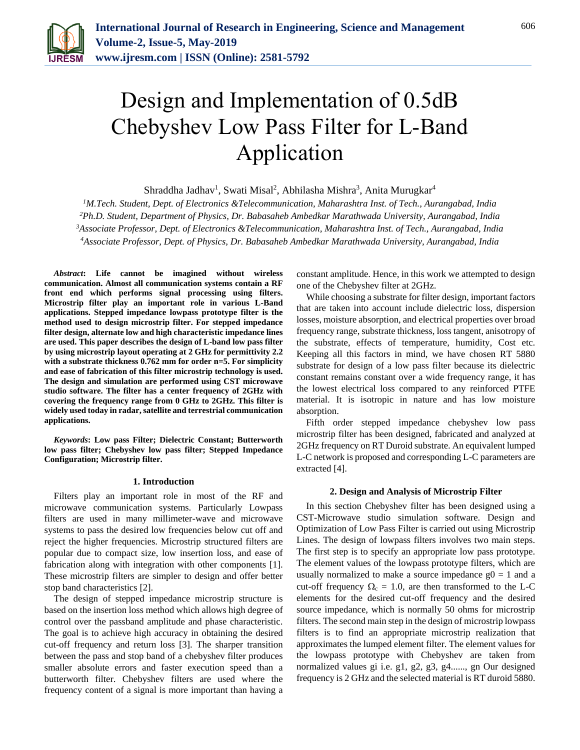# Design and Implementation of 0.5dB Chebyshev Low Pass Filter for L-Band Application

Shraddha Jadhav[1], Swati Misal[2], Abhilasha Mishra[3], Anita Murugkar[4]

[1]*M.Tech. Student, Dept. of Electronics &Telecommunication, Maharashtra Inst. of Tech., Aurangabad, India*
[2]*Ph.D. Student, Department of Physics, Dr. Babasaheb Ambedkar Marathwada University, Aurangabad, India*
[3]*Associate Professor, Dept. of Electronics &Telecommunication, Maharashtra Inst. of Tech., Aurangabad, India*
[4]*Associate Professor, Dept. of Physics, Dr. Babasaheb Ambedkar Marathwada University, Aurangabad, India*

***Abstract*: Life cannot be imagined without wireless communication. Almost all communication systems contain a RF front end which performs signal processing using filters. Microstrip filter play an important role in various L-Band applications. Stepped impedance lowpass prototype filter is the method used to design microstrip filter. For stepped impedance filter design, alternate low and high characteristic impedance lines are used. This paper describes the design of L-band low pass filter by using microstrip layout operating at 2 GHz for permittivity 2.2 with a substrate thickness 0.762 mm for order n=5. For simplicity and ease of fabrication of this filter microstrip technology is used. The design and simulation are performed using CST microwave studio software. The filter has a center frequency of 2GHz with covering the frequency range from 0 GHz to 2GHz. This filter is widely used today in radar, satellite and terrestrial communication applications.**

***Keywords*: Low pass Filter; Dielectric Constant; Butterworth low pass filter; Chebyshev low pass filter; Stepped Impedance Configuration; Microstrip filter.**

## 1. Introduction

Filters play an important role in most of the RF and microwave communication systems. Particularly Lowpass filters are used in many millimeter-wave and microwave systems to pass the desired low frequencies below cut off and reject the higher frequencies. Microstrip structured filters are popular due to compact size, low insertion loss, and ease of fabrication along with integration with other components [1]. These microstrip filters are simpler to design and offer better stop band characteristics [2].

The design of stepped impedance microstrip structure is based on the insertion loss method which allows high degree of control over the passband amplitude and phase characteristic. The goal is to achieve high accuracy in obtaining the desired cut-off frequency and return loss [3]. The sharper transition between the pass and stop band of a chebyshev filter produces smaller absolute errors and faster execution speed than a butterworth filter. Chebyshev filters are used where the frequency content of a signal is more important than having a constant amplitude. Hence, in this work we attempted to design one of the Chebyshev filter at 2GHz.

While choosing a substrate for filter design, important factors that are taken into account include dielectric loss, dispersion losses, moisture absorption, and electrical properties over broad frequency range, substrate thickness, loss tangent, anisotropy of the substrate, effects of temperature, humidity, Cost etc. Keeping all this factors in mind, we have chosen RT 5880 substrate for design of a low pass filter because its dielectric constant remains constant over a wide frequency range, it has the lowest electrical loss compared to any reinforced PTFE material. It is isotropic in nature and has low moisture absorption.

Fifth order stepped impedance chebyshev low pass microstrip filter has been designed, fabricated and analyzed at 2GHz frequency on RT Duroid substrate. An equivalent lumped L-C network is proposed and corresponding L-C parameters are extracted [4].

## 2. Design and Analysis of Microstrip Filter

In this section Chebyshev filter has been designed using a CST-Microwave studio simulation software. Design and Optimization of Low Pass Filter is carried out using Microstrip Lines. The design of lowpass filters involves two main steps. The first step is to specify an appropriate low pass prototype. The element values of the lowpass prototype filters, which are usually normalized to make a source impedance g0 = 1 and a cut-off frequency $\Omega_c = 1.0$, are then transformed to the L-C elements for the desired cut-off frequency and the desired source impedance, which is normally 50 ohms for microstrip filters. The second main step in the design of microstrip lowpass filters is to find an appropriate microstrip realization that approximates the lumped element filter. The element values for the lowpass prototype with Chebyshev are taken from normalized values gi i.e. g1, g2, g3, g4......, gn Our designed frequency is 2 GHz and the selected material is RT duroid 5880.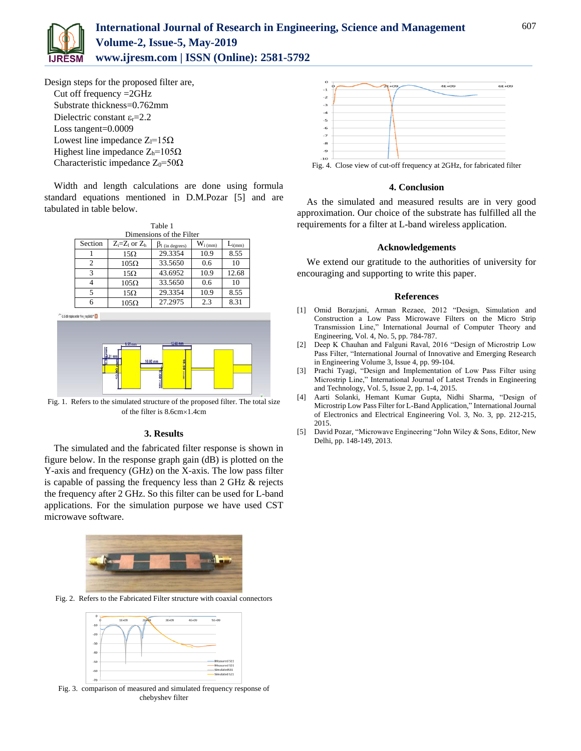Design steps for the proposed filter are,

Cut off frequency =2GHz
Substrate thickness=0.762mm
Dielectric constant $\varepsilon_r$=2.2
Loss tangent=0.0009
Lowest line impedance $Z_l$=15Ω
Highest line impedance $Z_h$=105Ω
Characteristic impedance $Z_0$=50Ω

Width and length calculations are done using formula standard equations mentioned in D.M.Pozar [5] and are tabulated in table below.

Table 1
Dimensions of the Filter

| Section | $Z_i$=$Z_l$ or $Z_h$ | $\beta_l$ (in degrees) | $W_i$ (mm) | $L_{i(mm)}$ |
|---|---|---|---|---|
| 1 | 15Ω | 29.3354 | 10.9 | 8.55 |
| 2 | 105Ω | 33.5650 | 0.6 | 10 |
| 3 | 15Ω | 43.6952 | 10.9 | 12.68 |
| 4 | 105Ω | 33.5650 | 0.6 | 10 |
| 5 | 15Ω | 29.3354 | 10.9 | 8.55 |
| 6 | 105Ω | 27.2975 | 2.3 | 8.31 |

Fig. 1. Refers to the simulated structure of the proposed filter. The total size of the filter is 8.6cm×1.4cm

## 3. Results

The simulated and the fabricated filter response is shown in figure below. In the response graph gain (dB) is plotted on the Y-axis and frequency (GHz) on the X-axis. The low pass filter is capable of passing the frequency less than 2 GHz & rejects the frequency after 2 GHz. So this filter can be used for L-band applications. For the simulation purpose we have used CST microwave software.

Fig. 2. Refers to the Fabricated Filter structure with coaxial connectors

Fig. 3. comparison of measured and simulated frequency response of chebyshev filter

Fig. 4. Close view of cut-off frequency at 2GHz, for fabricated filter

## 4. Conclusion

As the simulated and measured results are in very good approximation. Our choice of the substrate has fulfilled all the requirements for a filter at L-band wireless application.

## Acknowledgements

We extend our gratitude to the authorities of university for encouraging and supporting to write this paper.

## References

[1] Omid Borazjani, Arman Rezaee, 2012 "Design, Simulation and Construction a Low Pass Microwave Filters on the Micro Strip Transmission Line," International Journal of Computer Theory and Engineering, Vol. 4, No. 5, pp. 784-787.

[2] Deep K Chauhan and Falguni Raval, 2016 "Design of Microstrip Low Pass Filter, "International Journal of Innovative and Emerging Research in Engineering Volume 3, Issue 4, pp. 99-104.

[3] Prachi Tyagi, "Design and Implementation of Low Pass Filter using Microstrip Line," International Journal of Latest Trends in Engineering and Technology, Vol. 5, Issue 2, pp. 1-4, 2015.

[4] Aarti Solanki, Hemant Kumar Gupta, Nidhi Sharma, "Design of Microstrip Low Pass Filter for L-Band Application," International Journal of Electronics and Electrical Engineering Vol. 3, No. 3, pp. 212-215, 2015.

[5] David Pozar, "Microwave Engineering "John Wiley & Sons, Editor, New Delhi, pp. 148-149, 2013.